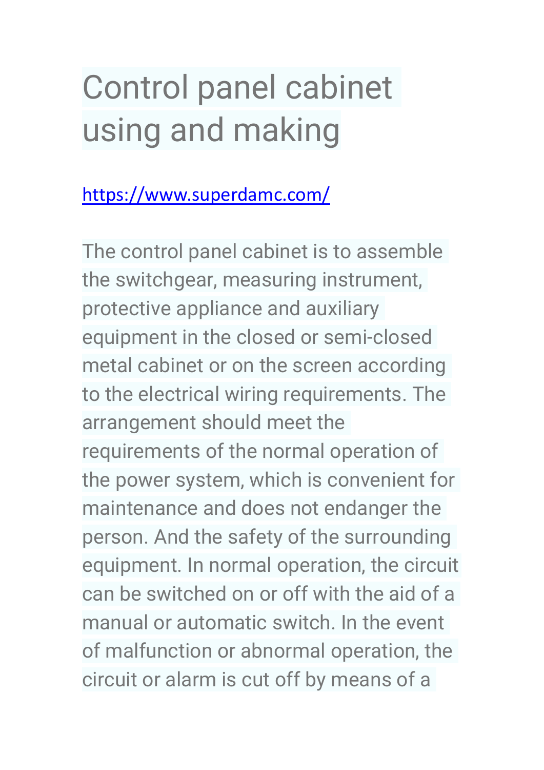# Control panel cabinet using and making

[https://www.superdamc.com/](https://www.superdamc.com/)

The control panel cabinet is to assemble the switchgear, measuring instrument, protective appliance and auxiliary equipment in the closed or semi-closed metal cabinet or on the screen according to the electrical wiring requirements. The arrangement should meet the requirements of the normal operation of the power system, which is convenient for maintenance and does not endanger the person. And the safety of the surrounding equipment. In normal operation, the circuit can be switched on or off with the aid of a manual or automatic switch. In the event of malfunction or abnormal operation, the circuit or alarm is cut off by means of a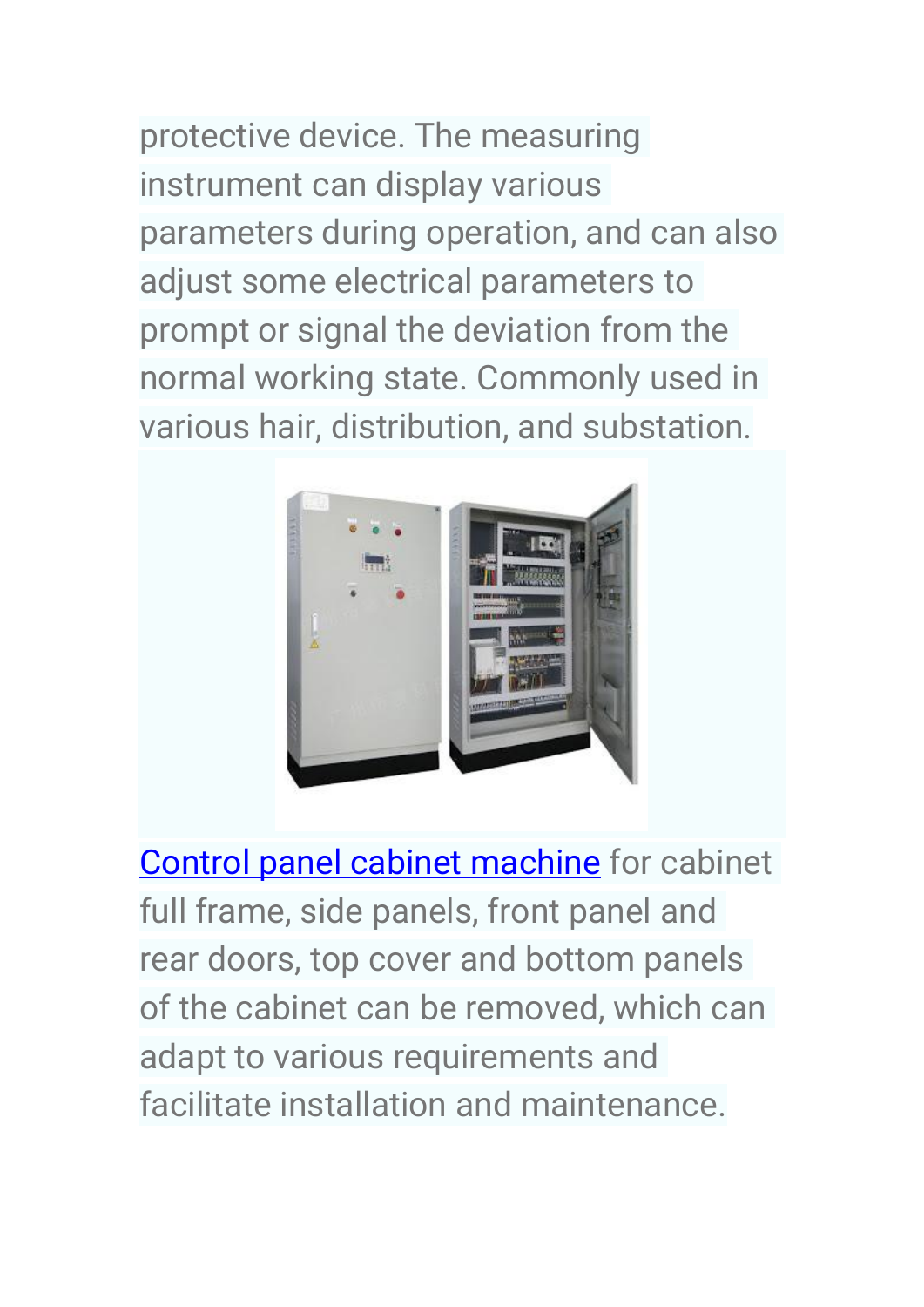protective device. The measuring instrument can display various parameters during operation, and can also adjust some electrical parameters to prompt or signal the deviation from the normal working state. Commonly used in various hair, distribution, and substation.

[Control panel cabinet machine]() for cabinet full frame, side panels, front panel and rear doors, top cover and bottom panels of the cabinet can be removed, which can adapt to various requirements and facilitate installation and maintenance.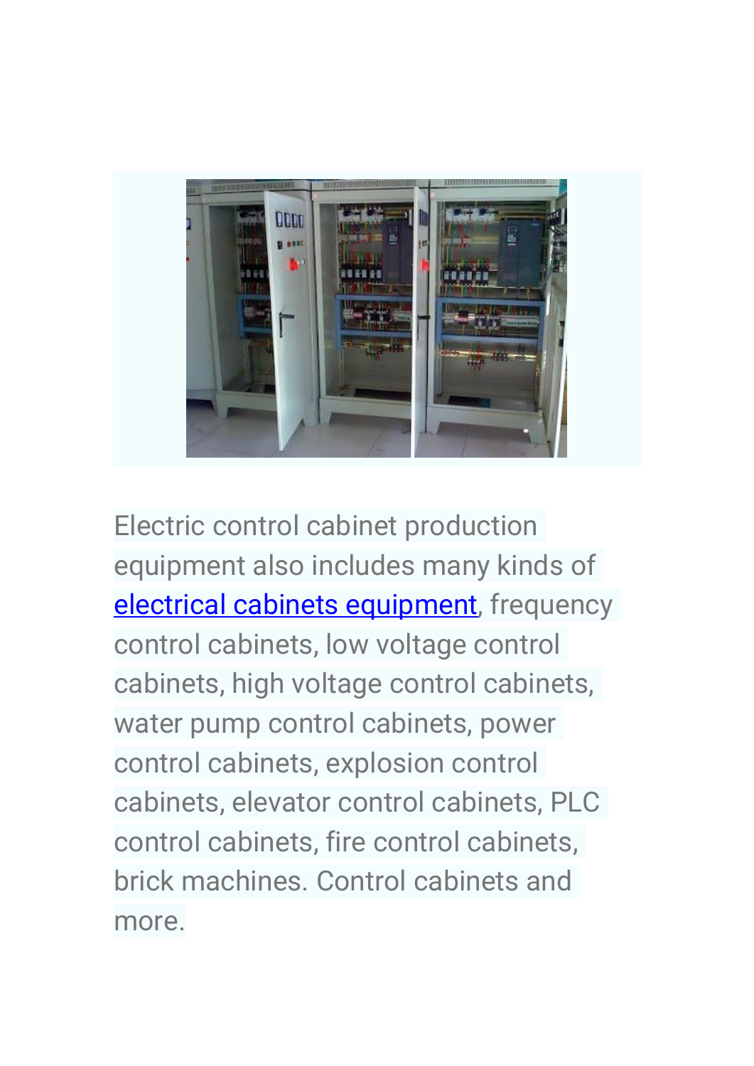Electric control cabinet production equipment also includes many kinds of electrical cabinets equipment, frequency control cabinets, low voltage control cabinets, high voltage control cabinets, water pump control cabinets, power control cabinets, explosion control cabinets, elevator control cabinets, PLC control cabinets, fire control cabinets, brick machines. Control cabinets and more.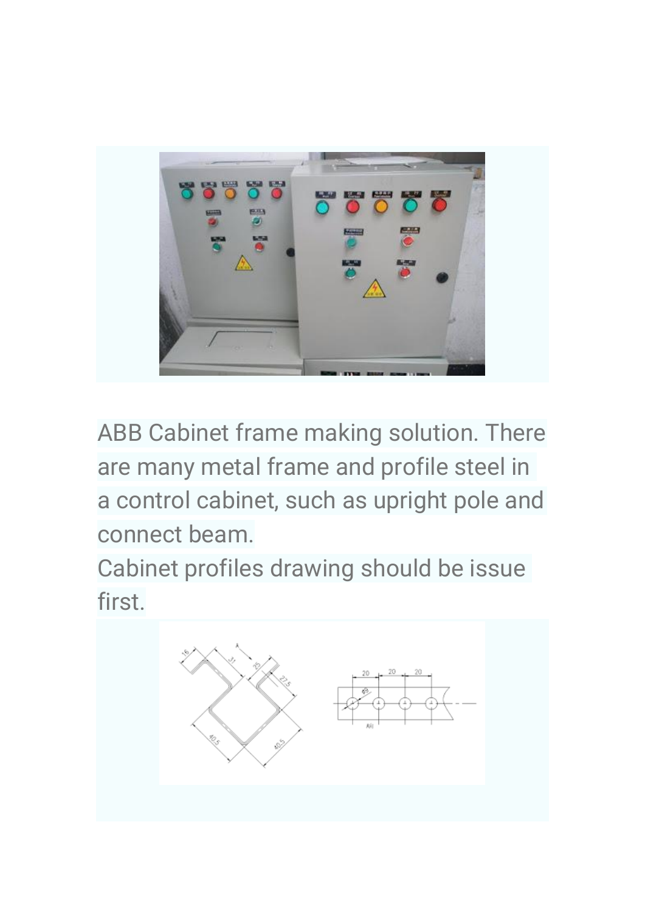ABB Cabinet frame making solution. There are many metal frame and profile steel in a control cabinet, such as upright pole and connect beam.

Cabinet profiles drawing should be issue first.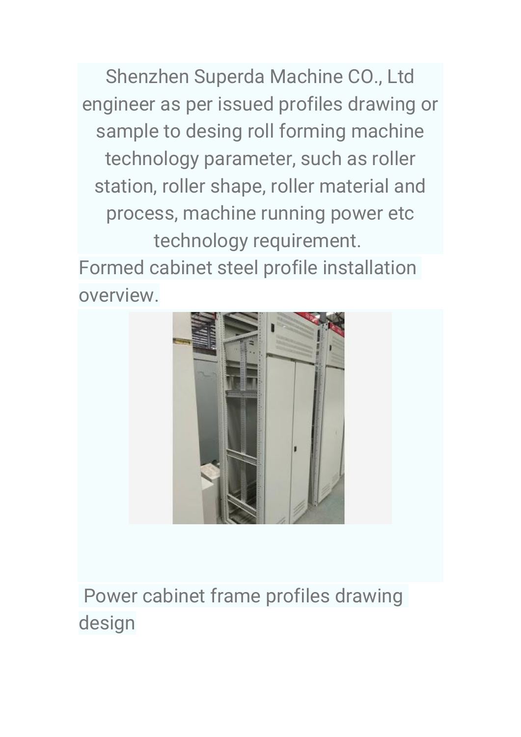Shenzhen Superda Machine CO., Ltd engineer as per issued profiles drawing or sample to desing roll forming machine technology parameter, such as roller station, roller shape, roller material and process, machine running power etc technology requirement.

Formed cabinet steel profile installation overview.

Power cabinet frame profiles drawing design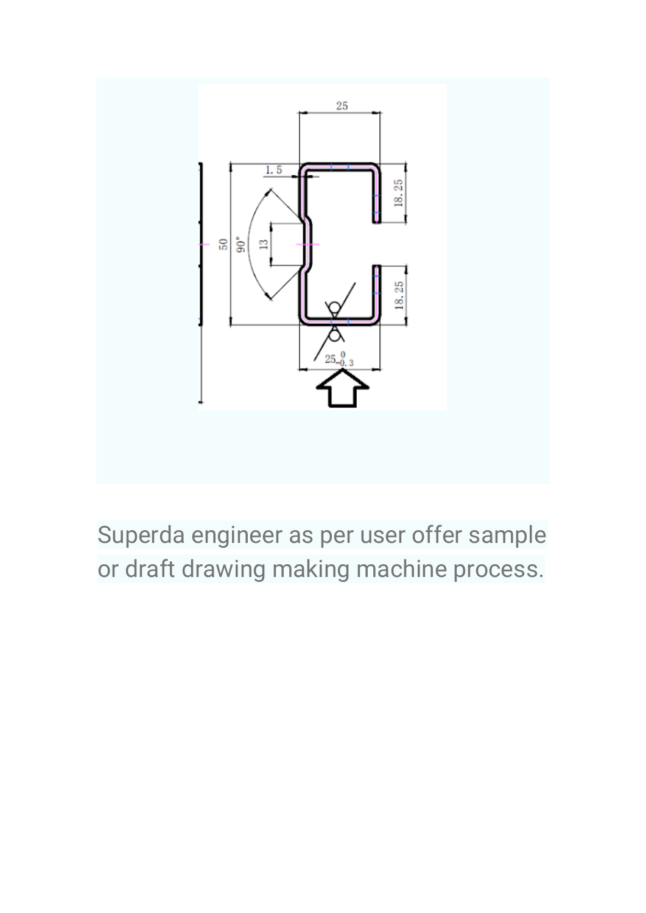Superda engineer as per user offer sample or draft drawing making machine process.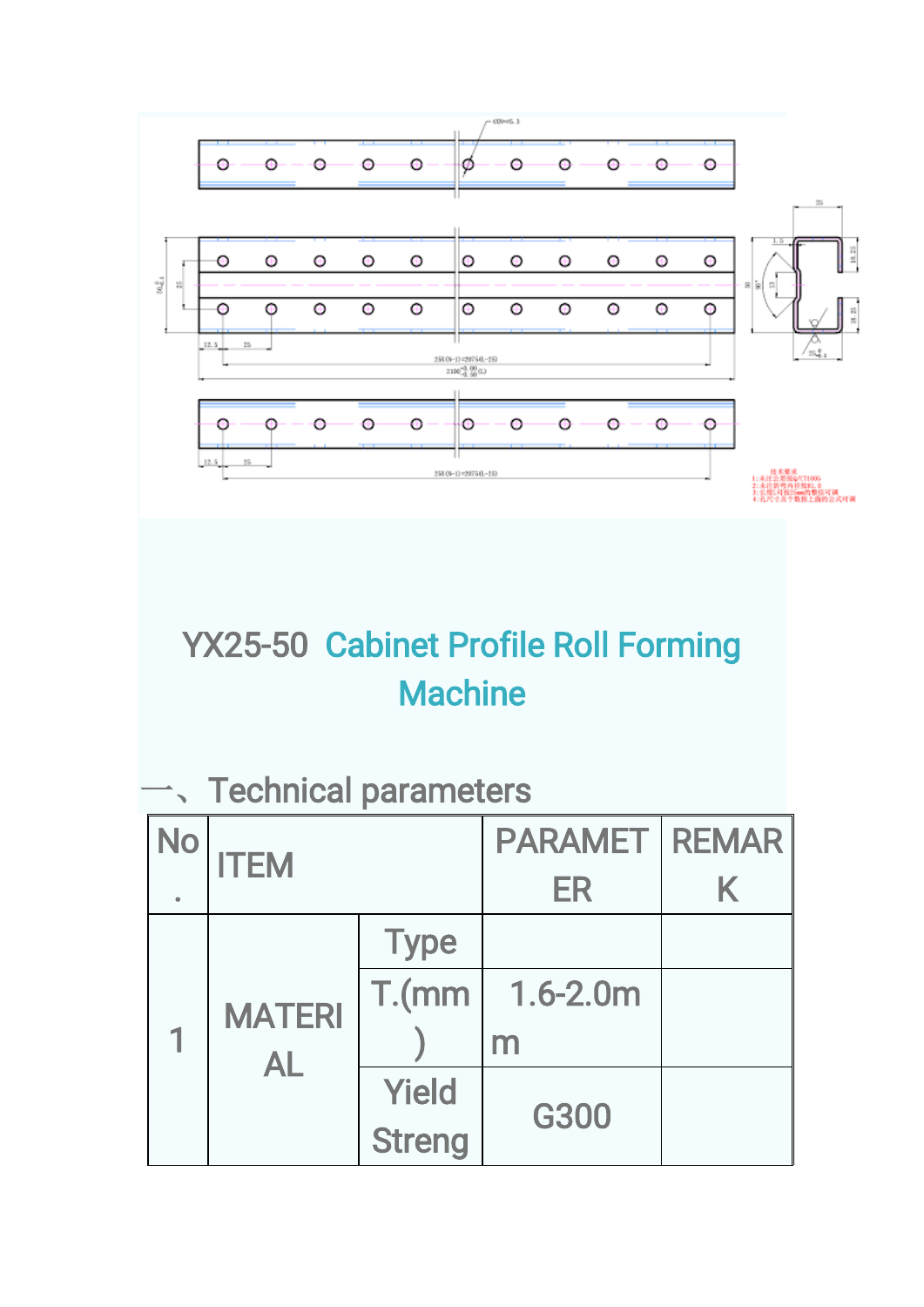# YX25-50 Cabinet Profile Roll Forming Machine

## 一、Technical parameters

| No. | ITEM | | PARAMETER | REMARK |
|---|---|---|---|---|
| 1 | MATERIAL | Type | | |
| | | T.(mm) | 1.6-2.0mm | |
| | | Yield Streng | G300 | |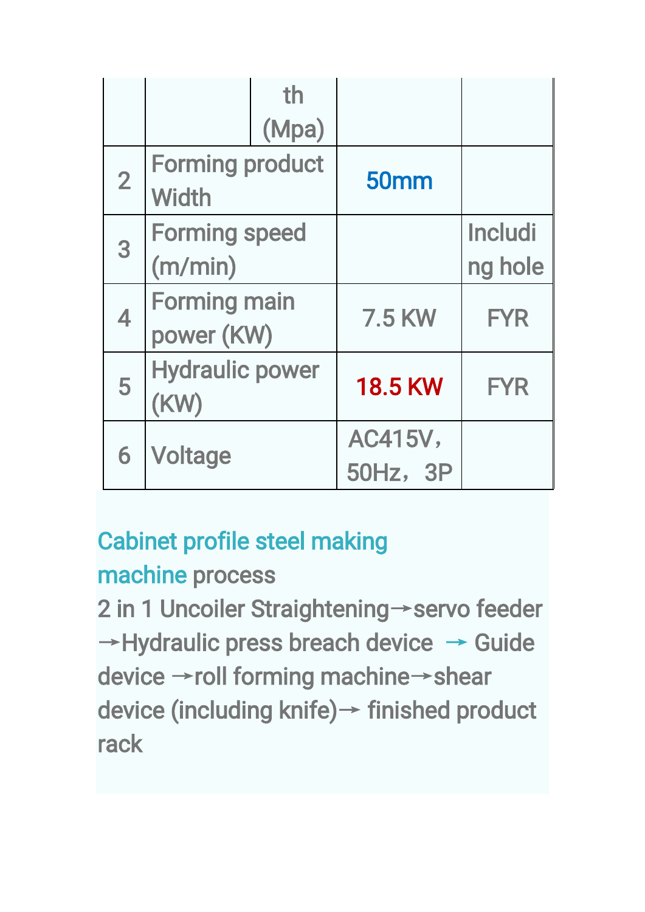|  |  | th (Mpa) |  |  |
|---|---|---|---|---|
| 2 | Forming product Width |  | 50mm |  |
| 3 | Forming speed (m/min) |  |  | Including hole |
| 4 | Forming main power (KW) |  | 7.5 KW | FYR |
| 5 | Hydraulic power (KW) |  | 18.5 KW | FYR |
| 6 | Voltage |  | AC415V，50Hz，3P |  |

Cabinet profile steel making machine process

2 in 1 Uncoiler Straightening→servo feeder →Hydraulic press breach device → Guide device →roll forming machine→shear device (including knife)→ finished product rack